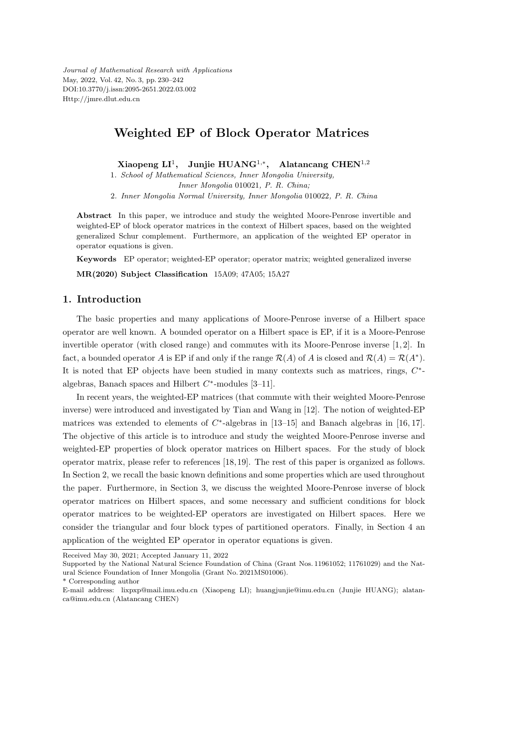# Weighted EP of Block Operator Matrices

**Xiaopeng LI[1], Junjie HUANG[1,*], Alatancang CHEN[1,2]**

1. *School of Mathematical Sciences, Inner Mongolia University, Inner Mongolia* 010021*, P. R. China;*
2. *Inner Mongolia Normal University, Inner Mongolia* 010022*, P. R. China*

**Abstract** In this paper, we introduce and study the weighted Moore-Penrose invertible and weighted-EP of block operator matrices in the context of Hilbert spaces, based on the weighted generalized Schur complement. Furthermore, an application of the weighted EP operator in operator equations is given.

**Keywords** EP operator; weighted-EP operator; operator matrix; weighted generalized inverse

**MR(2020) Subject Classification** 15A09; 47A05; 15A27

## 1. Introduction

The basic properties and many applications of Moore-Penrose inverse of a Hilbert space operator are well known. A bounded operator on a Hilbert space is EP, if it is a Moore-Penrose invertible operator (with closed range) and commutes with its Moore-Penrose inverse [1, 2]. In fact, a bounded operator $A$ is EP if and only if the range $\mathcal{R}(A)$ of $A$ is closed and $\mathcal{R}(A) = \mathcal{R}(A^*)$. It is noted that EP objects have been studied in many contexts such as matrices, rings, $C^*$-algebras, Banach spaces and Hilbert $C^*$-modules [3–11].

In recent years, the weighted-EP matrices (that commute with their weighted Moore-Penrose inverse) were introduced and investigated by Tian and Wang in [12]. The notion of weighted-EP matrices was extended to elements of $C^*$-algebras in [13–15] and Banach algebras in [16, 17]. The objective of this article is to introduce and study the weighted Moore-Penrose inverse and weighted-EP properties of block operator matrices on Hilbert spaces. For the study of block operator matrix, please refer to references [18, 19]. The rest of this paper is organized as follows. In Section 2, we recall the basic known definitions and some properties which are used throughout the paper. Furthermore, in Section 3, we discuss the weighted Moore-Penrose inverse of block operator matrices on Hilbert spaces, and some necessary and sufficient conditions for block operator matrices to be weighted-EP operators are investigated on Hilbert spaces. Here we consider the triangular and four block types of partitioned operators. Finally, in Section 4 an application of the weighted EP operator in operator equations is given.

---

Received May 30, 2021; Accepted January 11, 2022

Supported by the National Natural Science Foundation of China (Grant Nos. 11961052; 11761029) and the Natural Science Foundation of Inner Mongolia (Grant No. 2021MS01006).

\* Corresponding author

E-mail address: lixpxp@mail.imu.edu.cn (Xiaopeng LI); huangjunjie@imu.edu.cn (Junjie HUANG); alatanca@imu.edu.cn (Alatancang CHEN)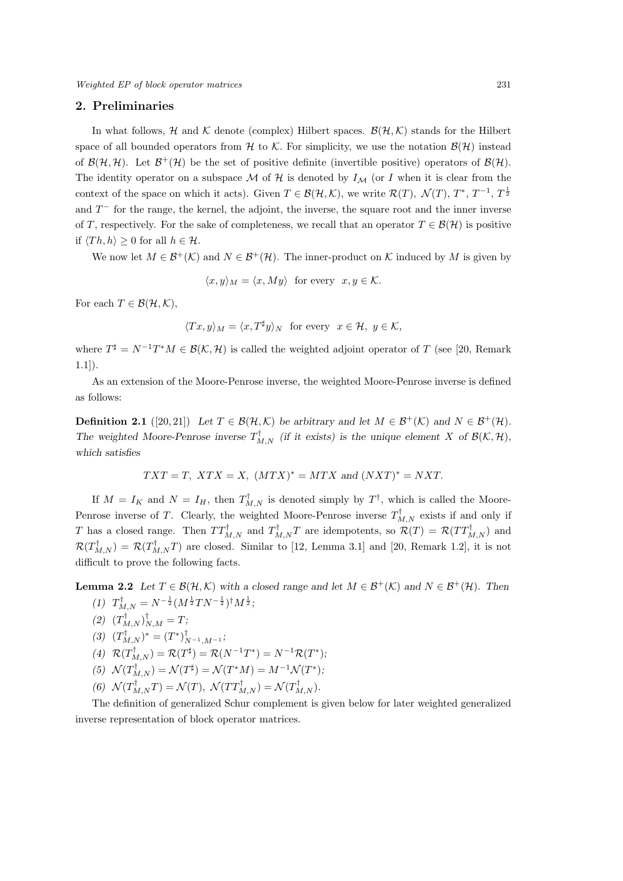## 2. Preliminaries

In what follows, $\mathcal{H}$ and $\mathcal{K}$ denote (complex) Hilbert spaces. $\mathcal{B}(\mathcal{H},\mathcal{K})$ stands for the Hilbert space of all bounded operators from $\mathcal{H}$ to $\mathcal{K}$. For simplicity, we use the notation $\mathcal{B}(\mathcal{H})$ instead of $\mathcal{B}(\mathcal{H},\mathcal{H})$. Let $\mathcal{B}^+(\mathcal{H})$ be the set of positive definite (invertible positive) operators of $\mathcal{B}(\mathcal{H})$. The identity operator on a subspace $\mathcal{M}$ of $\mathcal{H}$ is denoted by $I_{\mathcal{M}}$ (or $I$ when it is clear from the context of the space on which it acts). Given $T \in \mathcal{B}(\mathcal{H},\mathcal{K})$, we write $\mathcal{R}(T)$, $\mathcal{N}(T)$, $T^*$, $T^{-1}$, $T^{\frac{1}{2}}$ and $T^-$ for the range, the kernel, the adjoint, the inverse, the square root and the inner inverse of $T$, respectively. For the sake of completeness, we recall that an operator $T \in \mathcal{B}(\mathcal{H})$ is positive if $\langle Th, h\rangle \geq 0$ for all $h \in \mathcal{H}$.

We now let $M \in \mathcal{B}^+(\mathcal{K})$ and $N \in \mathcal{B}^+(\mathcal{H})$. The inner-product on $\mathcal{K}$ induced by $M$ is given by

$$\langle x, y\rangle_M = \langle x, My\rangle \ \text{ for every } \ x, y \in \mathcal{K}.$$

For each $T \in \mathcal{B}(\mathcal{H},\mathcal{K})$,

$$\langle Tx, y\rangle_M = \langle x, T^\sharp y\rangle_N \ \text{ for every } \ x \in \mathcal{H},\ y \in \mathcal{K},$$

where $T^\sharp = N^{-1}T^*M \in \mathcal{B}(\mathcal{K},\mathcal{H})$ is called the weighted adjoint operator of $T$ (see [20, Remark 1.1]).

As an extension of the Moore-Penrose inverse, the weighted Moore-Penrose inverse is defined as follows:

**Definition 2.1** ([20, 21]) *Let $T \in \mathcal{B}(\mathcal{H},\mathcal{K})$ be arbitrary and let $M \in \mathcal{B}^+(\mathcal{K})$ and $N \in \mathcal{B}^+(\mathcal{H})$. The weighted Moore-Penrose inverse $T^\dagger_{M,N}$ (if it exists) is the unique element $X$ of $\mathcal{B}(\mathcal{K},\mathcal{H})$, which satisfies*

$$TXT = T,\ XTX = X,\ (MTX)^* = MTX \text{ and } (NXT)^* = NXT.$$

If $M = I_K$ and $N = I_H$, then $T^\dagger_{M,N}$ is denoted simply by $T^\dagger$, which is called the Moore-Penrose inverse of $T$. Clearly, the weighted Moore-Penrose inverse $T^\dagger_{M,N}$ exists if and only if $T$ has a closed range. Then $TT^\dagger_{M,N}$ and $T^\dagger_{M,N}T$ are idempotents, so $\mathcal{R}(T) = \mathcal{R}(TT^\dagger_{M,N})$ and $\mathcal{R}(T^\dagger_{M,N}) = \mathcal{R}(T^\dagger_{M,N}T)$ are closed. Similar to [12, Lemma 3.1] and [20, Remark 1.2], it is not difficult to prove the following facts.

**Lemma 2.2** *Let $T \in \mathcal{B}(\mathcal{H},\mathcal{K})$ with a closed range and let $M \in \mathcal{B}^+(\mathcal{K})$ and $N \in \mathcal{B}^+(\mathcal{H})$. Then*

(1) $T^\dagger_{M,N} = N^{-\frac{1}{2}}(M^{\frac{1}{2}}TN^{-\frac{1}{2}})^\dagger M^{\frac{1}{2}}$;

(2) $(T^\dagger_{M,N})^\dagger_{N,M} = T$;

(3) $(T^\dagger_{M,N})^* = (T^*)^\dagger_{N^{-1},M^{-1}}$;

(4) $\mathcal{R}(T^\dagger_{M,N}) = \mathcal{R}(T^\sharp) = \mathcal{R}(N^{-1}T^*) = N^{-1}\mathcal{R}(T^*)$;

(5) $\mathcal{N}(T^\dagger_{M,N}) = \mathcal{N}(T^\sharp) = \mathcal{N}(T^*M) = M^{-1}\mathcal{N}(T^*)$;

(6) $\mathcal{N}(T^\dagger_{M,N}T) = \mathcal{N}(T)$, $\mathcal{N}(TT^\dagger_{M,N}) = \mathcal{N}(T^\dagger_{M,N})$.

The definition of generalized Schur complement is given below for later weighted generalized inverse representation of block operator matrices.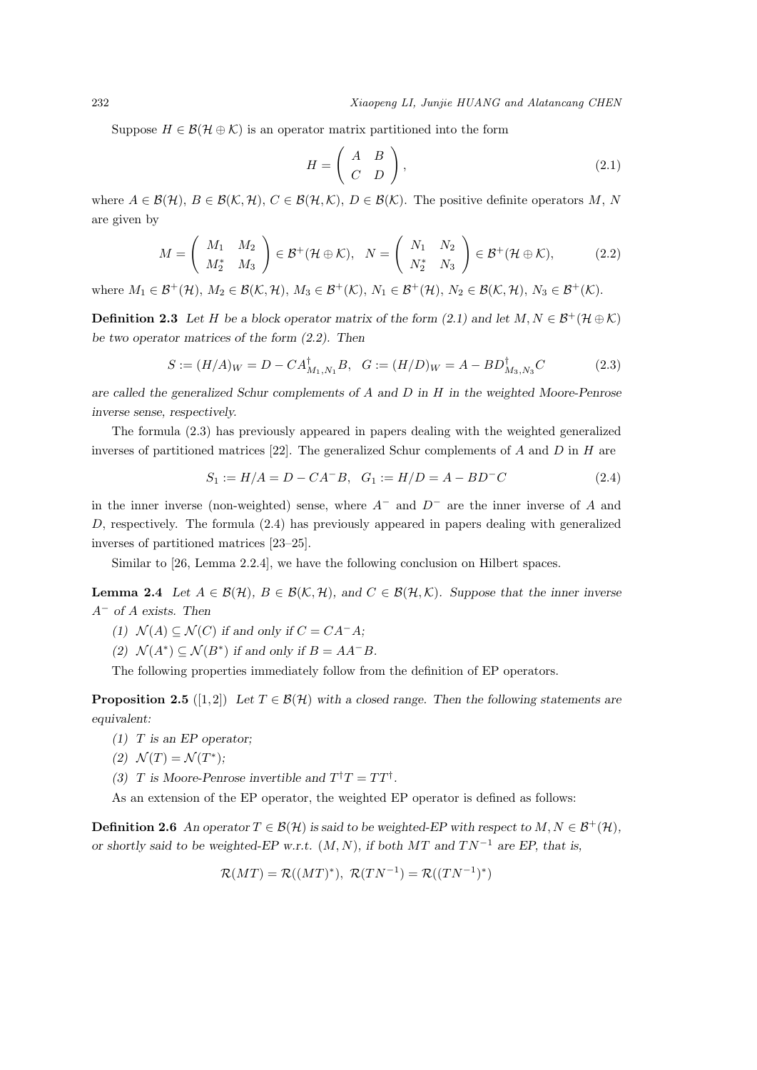Suppose $H \in \mathcal{B}(\mathcal{H} \oplus \mathcal{K})$ is an operator matrix partitioned into the form

$$H = \begin{pmatrix} A & B \\ C & D \end{pmatrix}, \tag{2.1}$$

where $A \in \mathcal{B}(\mathcal{H})$, $B \in \mathcal{B}(\mathcal{K}, \mathcal{H})$, $C \in \mathcal{B}(\mathcal{H}, \mathcal{K})$, $D \in \mathcal{B}(\mathcal{K})$. The positive definite operators $M$, $N$ are given by

$$M = \begin{pmatrix} M_1 & M_2 \\ M_2^* & M_3 \end{pmatrix} \in \mathcal{B}^+(\mathcal{H} \oplus \mathcal{K}), \quad N = \begin{pmatrix} N_1 & N_2 \\ N_2^* & N_3 \end{pmatrix} \in \mathcal{B}^+(\mathcal{H} \oplus \mathcal{K}), \tag{2.2}$$

where $M_1 \in \mathcal{B}^+(\mathcal{H})$, $M_2 \in \mathcal{B}(\mathcal{K}, \mathcal{H})$, $M_3 \in \mathcal{B}^+(\mathcal{K})$, $N_1 \in \mathcal{B}^+(\mathcal{H})$, $N_2 \in \mathcal{B}(\mathcal{K}, \mathcal{H})$, $N_3 \in \mathcal{B}^+(\mathcal{K})$.

**Definition 2.3** *Let $H$ be a block operator matrix of the form (2.1) and let $M, N \in \mathcal{B}^+(\mathcal{H} \oplus \mathcal{K})$ be two operator matrices of the form (2.2). Then*

$$S := (H/A)_W = D - CA^{\dagger}_{M_1,N_1}B, \quad G := (H/D)_W = A - BD^{\dagger}_{M_3,N_3}C \tag{2.3}$$

*are called the generalized Schur complements of $A$ and $D$ in $H$ in the weighted Moore-Penrose inverse sense, respectively.*

The formula (2.3) has previously appeared in papers dealing with the weighted generalized inverses of partitioned matrices [22]. The generalized Schur complements of $A$ and $D$ in $H$ are

$$S_1 := H/A = D - CA^{-}B, \quad G_1 := H/D = A - BD^{-}C \tag{2.4}$$

in the inner inverse (non-weighted) sense, where $A^-$ and $D^-$ are the inner inverse of $A$ and $D$, respectively. The formula (2.4) has previously appeared in papers dealing with generalized inverses of partitioned matrices [23–25].

Similar to [26, Lemma 2.2.4], we have the following conclusion on Hilbert spaces.

**Lemma 2.4** *Let $A \in \mathcal{B}(\mathcal{H})$, $B \in \mathcal{B}(\mathcal{K}, \mathcal{H})$, and $C \in \mathcal{B}(\mathcal{H}, \mathcal{K})$. Suppose that the inner inverse $A^-$ of $A$ exists. Then*

*(1) $\mathcal{N}(A) \subseteq \mathcal{N}(C)$ if and only if $C = CA^-A$;*

*(2) $\mathcal{N}(A^*) \subseteq \mathcal{N}(B^*)$ if and only if $B = AA^-B$.*

The following properties immediately follow from the definition of EP operators.

**Proposition 2.5** ([1,2]) *Let $T \in \mathcal{B}(\mathcal{H})$ with a closed range. Then the following statements are equivalent:*

*(1) $T$ is an EP operator;*

*(2) $\mathcal{N}(T) = \mathcal{N}(T^*)$;*

*(3) $T$ is Moore-Penrose invertible and $T^{\dagger}T = TT^{\dagger}$.*

As an extension of the EP operator, the weighted EP operator is defined as follows:

**Definition 2.6** *An operator $T \in \mathcal{B}(\mathcal{H})$ is said to be weighted-EP with respect to $M, N \in \mathcal{B}^+(\mathcal{H})$, or shortly said to be weighted-EP w.r.t. $(M, N)$, if both $MT$ and $TN^{-1}$ are EP, that is,*

$$\mathcal{R}(MT) = \mathcal{R}((MT)^*), \ \mathcal{R}(TN^{-1}) = \mathcal{R}((TN^{-1})^*)$$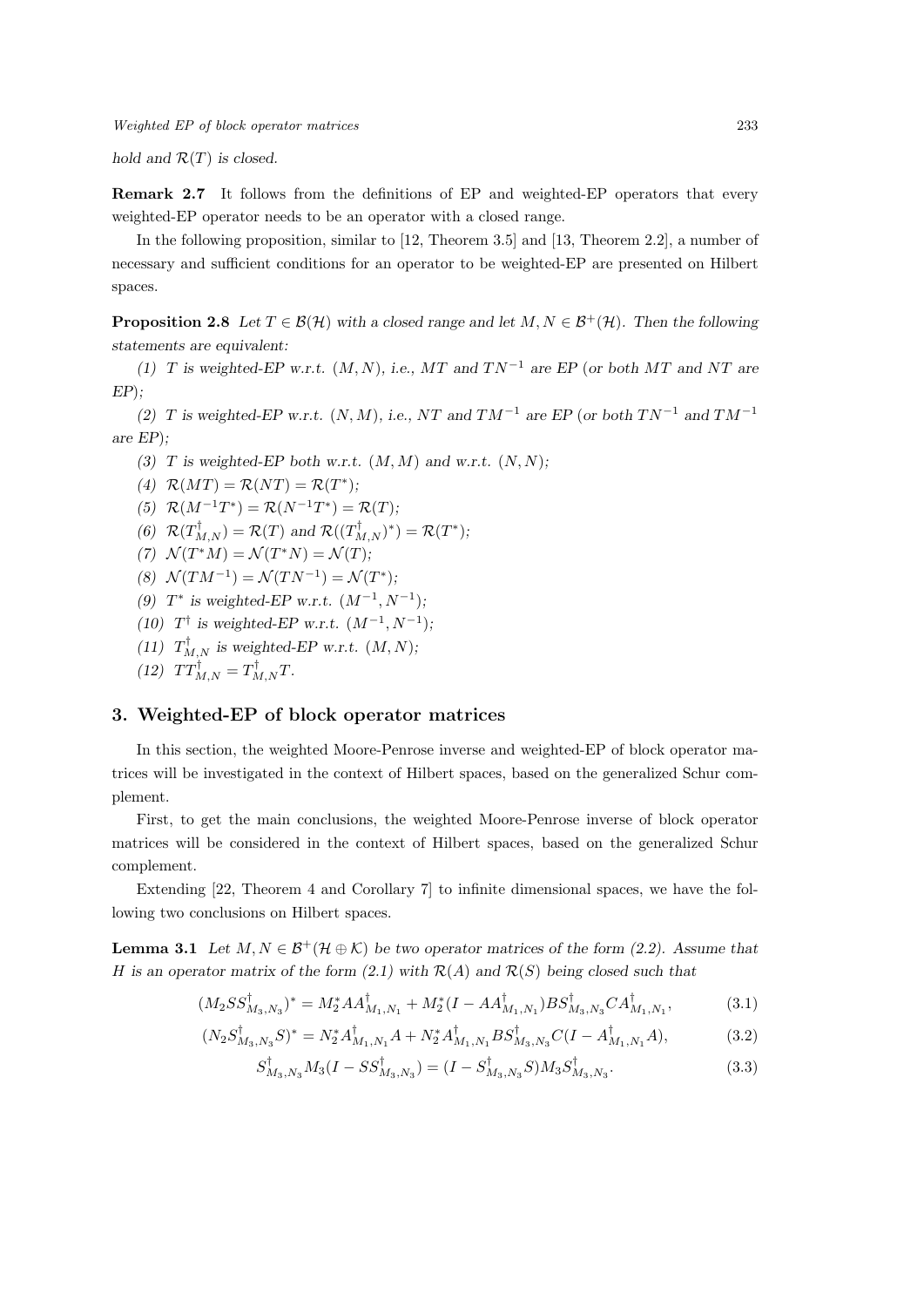*hold and $\mathcal{R}(T)$ is closed.*

**Remark 2.7** It follows from the definitions of EP and weighted-EP operators that every weighted-EP operator needs to be an operator with a closed range.

In the following proposition, similar to [12, Theorem 3.5] and [13, Theorem 2.2], a number of necessary and sufficient conditions for an operator to be weighted-EP are presented on Hilbert spaces.

**Proposition 2.8** *Let $T \in \mathcal{B}(\mathcal{H})$ with a closed range and let $M, N \in \mathcal{B}^+(\mathcal{H})$. Then the following statements are equivalent:*

*(1) $T$ is weighted-EP w.r.t. $(M, N)$, i.e., $MT$ and $TN^{-1}$ are EP (or both $MT$ and $NT$ are EP);*

*(2) $T$ is weighted-EP w.r.t. $(N, M)$, i.e., $NT$ and $TM^{-1}$ are EP (or both $TN^{-1}$ and $TM^{-1}$ are EP);*

*(3) $T$ is weighted-EP both w.r.t. $(M, M)$ and w.r.t. $(N, N)$;*

*(4) $\mathcal{R}(MT) = \mathcal{R}(NT) = \mathcal{R}(T^*)$;*

*(5) $\mathcal{R}(M^{-1}T^*) = \mathcal{R}(N^{-1}T^*) = \mathcal{R}(T)$;*

*(6) $\mathcal{R}(T^{\dagger}_{M,N}) = \mathcal{R}(T)$ and $\mathcal{R}((T^{\dagger}_{M,N})^*) = \mathcal{R}(T^*)$;*

*(7) $\mathcal{N}(T^*M) = \mathcal{N}(T^*N) = \mathcal{N}(T)$;*

*(8) $\mathcal{N}(TM^{-1}) = \mathcal{N}(TN^{-1}) = \mathcal{N}(T^*)$;*

*(9) $T^*$ is weighted-EP w.r.t. $(M^{-1}, N^{-1})$;*

*(10) $T^{\dagger}$ is weighted-EP w.r.t. $(M^{-1}, N^{-1})$;*

*(11) $T^{\dagger}_{M,N}$ is weighted-EP w.r.t. $(M, N)$;*

*(12) $TT^{\dagger}_{M,N} = T^{\dagger}_{M,N}T$.*

## 3. Weighted-EP of block operator matrices

In this section, the weighted Moore-Penrose inverse and weighted-EP of block operator matrices will be investigated in the context of Hilbert spaces, based on the generalized Schur complement.

First, to get the main conclusions, the weighted Moore-Penrose inverse of block operator matrices will be considered in the context of Hilbert spaces, based on the generalized Schur complement.

Extending [22, Theorem 4 and Corollary 7] to infinite dimensional spaces, we have the following two conclusions on Hilbert spaces.

**Lemma 3.1** *Let $M, N \in \mathcal{B}^+(\mathcal{H} \oplus \mathcal{K})$ be two operator matrices of the form (2.2). Assume that $H$ is an operator matrix of the form (2.1) with $\mathcal{R}(A)$ and $\mathcal{R}(S)$ being closed such that*

$$(M_2SS^{\dagger}_{M_3,N_3})^* = M_2^*AA^{\dagger}_{M_1,N_1} + M_2^*(I - AA^{\dagger}_{M_1,N_1})BS^{\dagger}_{M_3,N_3}CA^{\dagger}_{M_1,N_1}, \tag{3.1}$$

$$(N_2S^{\dagger}_{M_3,N_3}S)^* = N_2^*A^{\dagger}_{M_1,N_1}A + N_2^*A^{\dagger}_{M_1,N_1}BS^{\dagger}_{M_3,N_3}C(I - A^{\dagger}_{M_1,N_1}A), \tag{3.2}$$

$$S^{\dagger}_{M_3,N_3}M_3(I - SS^{\dagger}_{M_3,N_3}) = (I - S^{\dagger}_{M_3,N_3}S)M_3S^{\dagger}_{M_3,N_3}. \tag{3.3}$$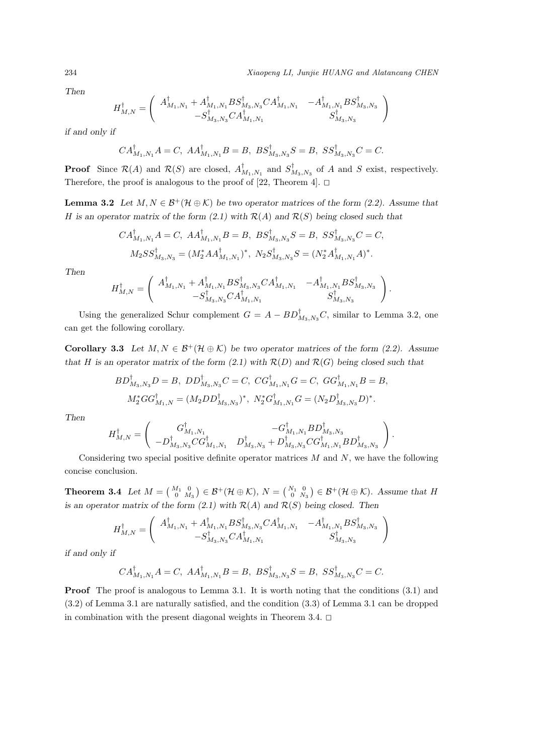*Then*

$$H^{\dagger}_{M,N} = \begin{pmatrix} A^{\dagger}_{M_1,N_1} + A^{\dagger}_{M_1,N_1} B S^{\dagger}_{M_3,N_3} C A^{\dagger}_{M_1,N_1} & -A^{\dagger}_{M_1,N_1} B S^{\dagger}_{M_3,N_3} \\ -S^{\dagger}_{M_3,N_3} C A^{\dagger}_{M_1,N_1} & S^{\dagger}_{M_3,N_3} \end{pmatrix}$$

*if and only if*

$$CA^{\dagger}_{M_1,N_1}A = C,\ AA^{\dagger}_{M_1,N_1}B = B,\ BS^{\dagger}_{M_3,N_3}S = B,\ SS^{\dagger}_{M_3,N_3}C = C.$$

**Proof** Since $\mathcal{R}(A)$ and $\mathcal{R}(S)$ are closed, $A^{\dagger}_{M_1,N_1}$ and $S^{\dagger}_{M_3,N_3}$ of $A$ and $S$ exist, respectively. Therefore, the proof is analogous to the proof of [22, Theorem 4]. $\square$

**Lemma 3.2** *Let $M, N \in \mathcal{B}^{+}(\mathcal{H} \oplus \mathcal{K})$ be two operator matrices of the form (2.2). Assume that $H$ is an operator matrix of the form (2.1) with $\mathcal{R}(A)$ and $\mathcal{R}(S)$ being closed such that*

$$CA^{\dagger}_{M_1,N_1}A = C,\ AA^{\dagger}_{M_1,N_1}B = B,\ BS^{\dagger}_{M_3,N_3}S = B,\ SS^{\dagger}_{M_3,N_3}C = C,$$
$$M_2 SS^{\dagger}_{M_3,N_3} = (M_2^* AA^{\dagger}_{M_1,N_1})^*,\ N_2 S^{\dagger}_{M_3,N_3}S = (N_2^* A^{\dagger}_{M_1,N_1}A)^*.$$

*Then*

$$H^{\dagger}_{M,N} = \begin{pmatrix} A^{\dagger}_{M_1,N_1} + A^{\dagger}_{M_1,N_1} B S^{\dagger}_{M_3,N_3} C A^{\dagger}_{M_1,N_1} & -A^{\dagger}_{M_1,N_1} B S^{\dagger}_{M_3,N_3} \\ -S^{\dagger}_{M_3,N_3} C A^{\dagger}_{M_1,N_1} & S^{\dagger}_{M_3,N_3} \end{pmatrix}.$$

Using the generalized Schur complement $G = A - BD^{\dagger}_{M_3,N_3}C$, similar to Lemma 3.2, one can get the following corollary.

**Corollary 3.3** *Let $M, N \in \mathcal{B}^{+}(\mathcal{H} \oplus \mathcal{K})$ be two operator matrices of the form (2.2). Assume that $H$ is an operator matrix of the form (2.1) with $\mathcal{R}(D)$ and $\mathcal{R}(G)$ being closed such that*

$$BD^{\dagger}_{M_3,N_3}D = B,\ DD^{\dagger}_{M_3,N_3}C = C,\ CG^{\dagger}_{M_1,N_1}G = C,\ GG^{\dagger}_{M_1,N_1}B = B,$$
$$M_2^* GG^{\dagger}_{M_1,N} = (M_2 DD^{\dagger}_{M_3,N_3})^*,\ N_2^* G^{\dagger}_{M_1,N_1}G = (N_2 D^{\dagger}_{M_3,N_3}D)^*.$$

*Then*

$$H^{\dagger}_{M,N} = \begin{pmatrix} G^{\dagger}_{M_1,N_1} & -G^{\dagger}_{M_1,N_1} B D^{\dagger}_{M_3,N_3} \\ -D^{\dagger}_{M_3,N_3} C G^{\dagger}_{M_1,N_1} & D^{\dagger}_{M_3,N_3} + D^{\dagger}_{M_3,N_3} C G^{\dagger}_{M_1,N_1} B D^{\dagger}_{M_3,N_3} \end{pmatrix}.$$

Considering two special positive definite operator matrices $M$ and $N$, we have the following concise conclusion.

**Theorem 3.4** *Let $M = \begin{pmatrix} M_1 & 0 \\ 0 & M_3 \end{pmatrix} \in \mathcal{B}^{+}(\mathcal{H} \oplus \mathcal{K})$, $N = \begin{pmatrix} N_1 & 0 \\ 0 & N_3 \end{pmatrix} \in \mathcal{B}^{+}(\mathcal{H} \oplus \mathcal{K})$. Assume that $H$ is an operator matrix of the form (2.1) with $\mathcal{R}(A)$ and $\mathcal{R}(S)$ being closed. Then*

$$H^{\dagger}_{M,N} = \begin{pmatrix} A^{\dagger}_{M_1,N_1} + A^{\dagger}_{M_1,N_1} B S^{\dagger}_{M_3,N_3} C A^{\dagger}_{M_1,N_1} & -A^{\dagger}_{M_1,N_1} B S^{\dagger}_{M_3,N_3} \\ -S^{\dagger}_{M_3,N_3} C A^{\dagger}_{M_1,N_1} & S^{\dagger}_{M_3,N_3} \end{pmatrix}$$

*if and only if*

$$CA^{\dagger}_{M_1,N_1}A = C,\ AA^{\dagger}_{M_1,N_1}B = B,\ BS^{\dagger}_{M_3,N_3}S = B,\ SS^{\dagger}_{M_3,N_3}C = C.$$

**Proof** The proof is analogous to Lemma 3.1. It is worth noting that the conditions (3.1) and (3.2) of Lemma 3.1 are naturally satisfied, and the condition (3.3) of Lemma 3.1 can be dropped in combination with the present diagonal weights in Theorem 3.4. $\square$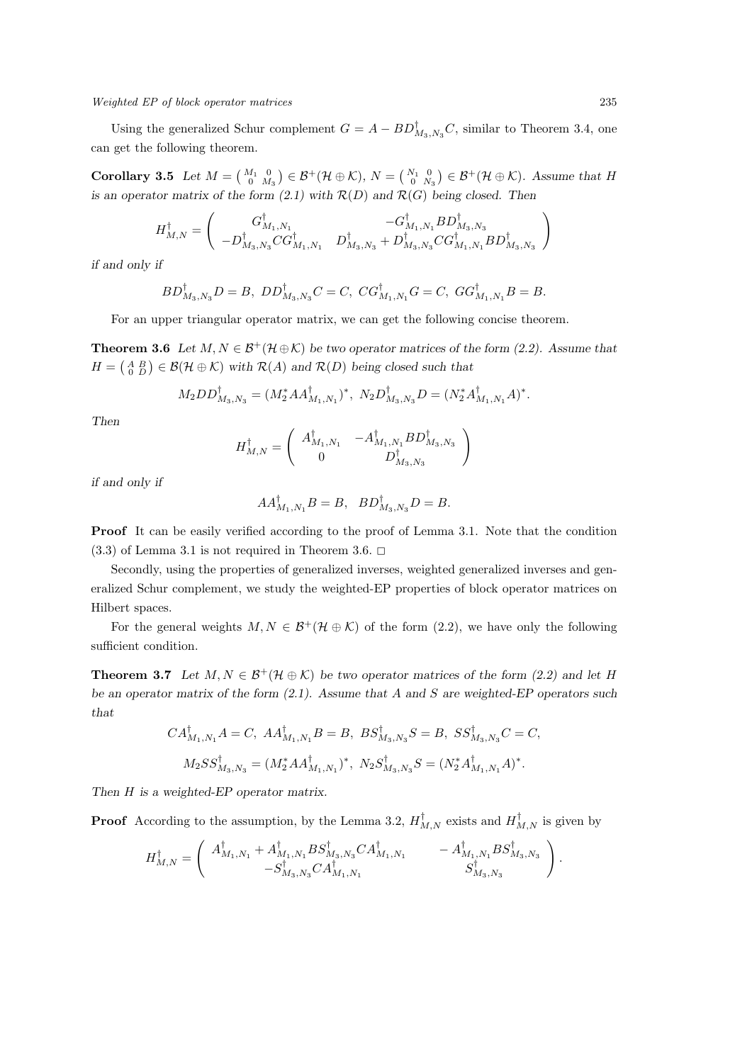Using the generalized Schur complement $G = A - BD^{\dagger}_{M_3,N_3}C$, similar to Theorem 3.4, one can get the following theorem.

**Corollary 3.5** *Let $M = \begin{pmatrix} M_1 & 0 \\ 0 & M_3 \end{pmatrix} \in \mathcal{B}^+(\mathcal{H} \oplus \mathcal{K})$, $N = \begin{pmatrix} N_1 & 0 \\ 0 & N_3 \end{pmatrix} \in \mathcal{B}^+(\mathcal{H} \oplus \mathcal{K})$. Assume that $H$ is an operator matrix of the form (2.1) with $\mathcal{R}(D)$ and $\mathcal{R}(G)$ being closed. Then*

$$H^{\dagger}_{M,N} = \begin{pmatrix} G^{\dagger}_{M_1,N_1} & -G^{\dagger}_{M_1,N_1}BD^{\dagger}_{M_3,N_3} \\ -D^{\dagger}_{M_3,N_3}CG^{\dagger}_{M_1,N_1} & D^{\dagger}_{M_3,N_3} + D^{\dagger}_{M_3,N_3}CG^{\dagger}_{M_1,N_1}BD^{\dagger}_{M_3,N_3} \end{pmatrix}$$

*if and only if*

$$BD^{\dagger}_{M_3,N_3}D = B,\ DD^{\dagger}_{M_3,N_3}C = C,\ CG^{\dagger}_{M_1,N_1}G = C,\ GG^{\dagger}_{M_1,N_1}B = B.$$

For an upper triangular operator matrix, we can get the following concise theorem.

**Theorem 3.6** *Let $M, N \in \mathcal{B}^+(\mathcal{H} \oplus \mathcal{K})$ be two operator matrices of the form (2.2). Assume that $H = \begin{pmatrix} A & B \\ 0 & D \end{pmatrix} \in \mathcal{B}(\mathcal{H} \oplus \mathcal{K})$ with $\mathcal{R}(A)$ and $\mathcal{R}(D)$ being closed such that*

$$M_2DD^{\dagger}_{M_3,N_3} = (M_2^*AA^{\dagger}_{M_1,N_1})^*,\ N_2D^{\dagger}_{M_3,N_3}D = (N_2^*A^{\dagger}_{M_1,N_1}A)^*.$$

*Then*

$$H^{\dagger}_{M,N} = \begin{pmatrix} A^{\dagger}_{M_1,N_1} & -A^{\dagger}_{M_1,N_1}BD^{\dagger}_{M_3,N_3} \\ 0 & D^{\dagger}_{M_3,N_3} \end{pmatrix}$$

*if and only if*

$$AA^{\dagger}_{M_1,N_1}B = B,\ \ BD^{\dagger}_{M_3,N_3}D = B.$$

**Proof** It can be easily verified according to the proof of Lemma 3.1. Note that the condition (3.3) of Lemma 3.1 is not required in Theorem 3.6. □

Secondly, using the properties of generalized inverses, weighted generalized inverses and generalized Schur complement, we study the weighted-EP properties of block operator matrices on Hilbert spaces.

For the general weights $M, N \in \mathcal{B}^+(\mathcal{H} \oplus \mathcal{K})$ of the form (2.2), we have only the following sufficient condition.

**Theorem 3.7** *Let $M, N \in \mathcal{B}^+(\mathcal{H} \oplus \mathcal{K})$ be two operator matrices of the form (2.2) and let $H$ be an operator matrix of the form (2.1). Assume that $A$ and $S$ are weighted-EP operators such that*

$$CA^{\dagger}_{M_1,N_1}A = C,\ AA^{\dagger}_{M_1,N_1}B = B,\ BS^{\dagger}_{M_3,N_3}S = B,\ SS^{\dagger}_{M_3,N_3}C = C,$$

$$M_2SS^{\dagger}_{M_3,N_3} = (M_2^*AA^{\dagger}_{M_1,N_1})^*,\ N_2S^{\dagger}_{M_3,N_3}S = (N_2^*A^{\dagger}_{M_1,N_1}A)^*.$$

*Then $H$ is a weighted-EP operator matrix.*

**Proof** According to the assumption, by the Lemma 3.2, $H^{\dagger}_{M,N}$ exists and $H^{\dagger}_{M,N}$ is given by

$$H^{\dagger}_{M,N} = \begin{pmatrix} A^{\dagger}_{M_1,N_1} + A^{\dagger}_{M_1,N_1}BS^{\dagger}_{M_3,N_3}CA^{\dagger}_{M_1,N_1} & -A^{\dagger}_{M_1,N_1}BS^{\dagger}_{M_3,N_3} \\ -S^{\dagger}_{M_3,N_3}CA^{\dagger}_{M_1,N_1} & S^{\dagger}_{M_3,N_3} \end{pmatrix}.$$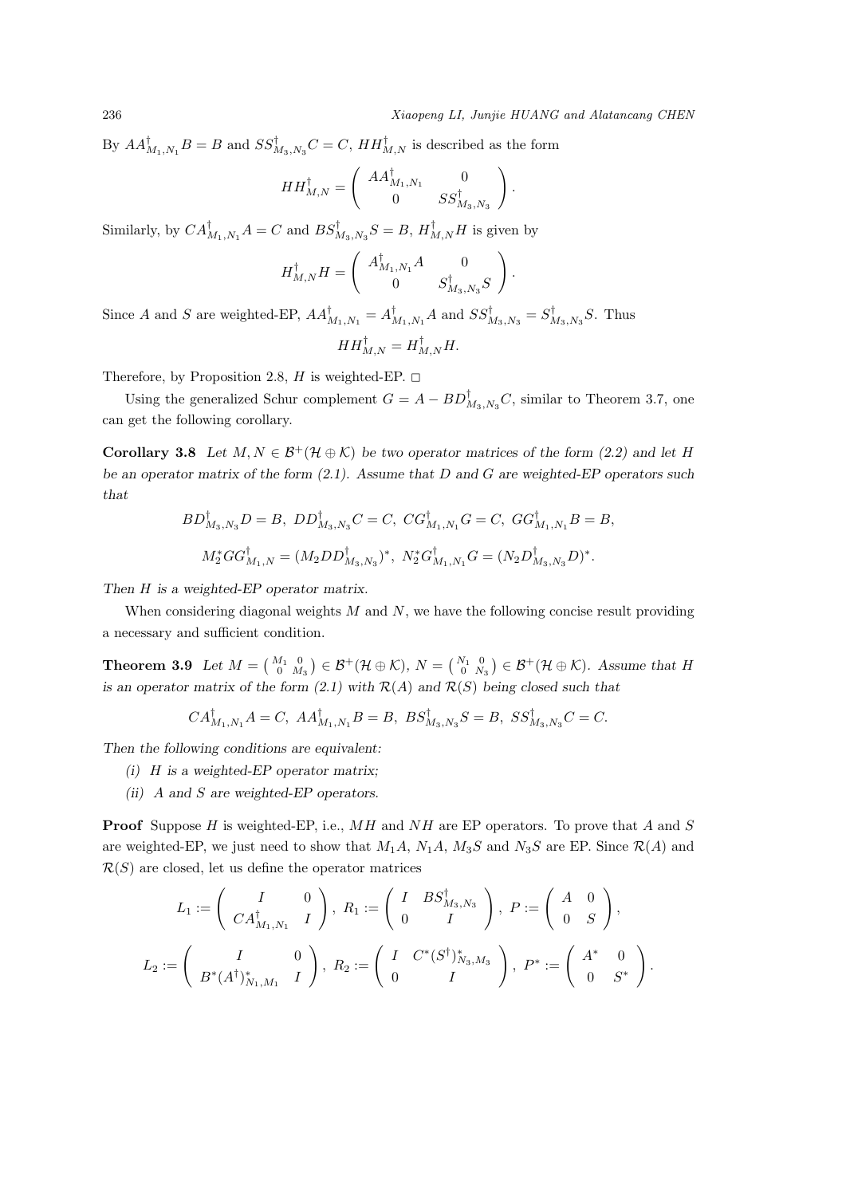By $AA^{\dagger}_{M_1,N_1}B = B$ and $SS^{\dagger}_{M_3,N_3}C = C$, $HH^{\dagger}_{M,N}$ is described as the form

$$HH^{\dagger}_{M,N} = \begin{pmatrix} AA^{\dagger}_{M_1,N_1} & 0 \\ 0 & SS^{\dagger}_{M_3,N_3} \end{pmatrix}.$$

Similarly, by $CA^{\dagger}_{M_1,N_1}A = C$ and $BS^{\dagger}_{M_3,N_3}S = B$, $H^{\dagger}_{M,N}H$ is given by

$$H^{\dagger}_{M,N}H = \begin{pmatrix} A^{\dagger}_{M_1,N_1}A & 0 \\ 0 & S^{\dagger}_{M_3,N_3}S \end{pmatrix}.$$

Since $A$ and $S$ are weighted-EP, $AA^{\dagger}_{M_1,N_1} = A^{\dagger}_{M_1,N_1}A$ and $SS^{\dagger}_{M_3,N_3} = S^{\dagger}_{M_3,N_3}S$. Thus

$$HH^{\dagger}_{M,N} = H^{\dagger}_{M,N}H.$$

Therefore, by Proposition 2.8, $H$ is weighted-EP. □

Using the generalized Schur complement $G = A - BD^{\dagger}_{M_3,N_3}C$, similar to Theorem 3.7, one can get the following corollary.

**Corollary 3.8** *Let $M, N \in \mathcal{B}^+(\mathcal{H} \oplus \mathcal{K})$ be two operator matrices of the form (2.2) and let $H$ be an operator matrix of the form (2.1). Assume that $D$ and $G$ are weighted-EP operators such that*

$$BD^{\dagger}_{M_3,N_3}D = B,\ DD^{\dagger}_{M_3,N_3}C = C,\ CG^{\dagger}_{M_1,N_1}G = C,\ GG^{\dagger}_{M_1,N_1}B = B,$$

$$M_2^*GG^{\dagger}_{M_1,N} = (M_2DD^{\dagger}_{M_3,N_3})^*,\ N_2^*G^{\dagger}_{M_1,N_1}G = (N_2D^{\dagger}_{M_3,N_3}D)^*.$$

*Then $H$ is a weighted-EP operator matrix.*

When considering diagonal weights $M$ and $N$, we have the following concise result providing a necessary and sufficient condition.

**Theorem 3.9** *Let $M = \begin{pmatrix} M_1 & 0 \\ 0 & M_3 \end{pmatrix} \in \mathcal{B}^+(\mathcal{H} \oplus \mathcal{K})$, $N = \begin{pmatrix} N_1 & 0 \\ 0 & N_3 \end{pmatrix} \in \mathcal{B}^+(\mathcal{H} \oplus \mathcal{K})$. Assume that $H$ is an operator matrix of the form (2.1) with $\mathcal{R}(A)$ and $\mathcal{R}(S)$ being closed such that*

$$CA^{\dagger}_{M_1,N_1}A = C,\ AA^{\dagger}_{M_1,N_1}B = B,\ BS^{\dagger}_{M_3,N_3}S = B,\ SS^{\dagger}_{M_3,N_3}C = C.$$

*Then the following conditions are equivalent:*

*(i) $H$ is a weighted-EP operator matrix;*

*(ii) $A$ and $S$ are weighted-EP operators.*

**Proof** Suppose $H$ is weighted-EP, i.e., $MH$ and $NH$ are EP operators. To prove that $A$ and $S$ are weighted-EP, we just need to show that $M_1A$, $N_1A$, $M_3S$ and $N_3S$ are EP. Since $\mathcal{R}(A)$ and $\mathcal{R}(S)$ are closed, let us define the operator matrices

$$L_1 := \begin{pmatrix} I & 0 \\ CA^{\dagger}_{M_1,N_1} & I \end{pmatrix},\ R_1 := \begin{pmatrix} I & BS^{\dagger}_{M_3,N_3} \\ 0 & I \end{pmatrix},\ P := \begin{pmatrix} A & 0 \\ 0 & S \end{pmatrix},$$

$$L_2 := \begin{pmatrix} I & 0 \\ B^*(A^{\dagger})^*_{N_1,M_1} & I \end{pmatrix},\ R_2 := \begin{pmatrix} I & C^*(S^{\dagger})^*_{N_3,M_3} \\ 0 & I \end{pmatrix},\ P^* := \begin{pmatrix} A^* & 0 \\ 0 & S^* \end{pmatrix}.$$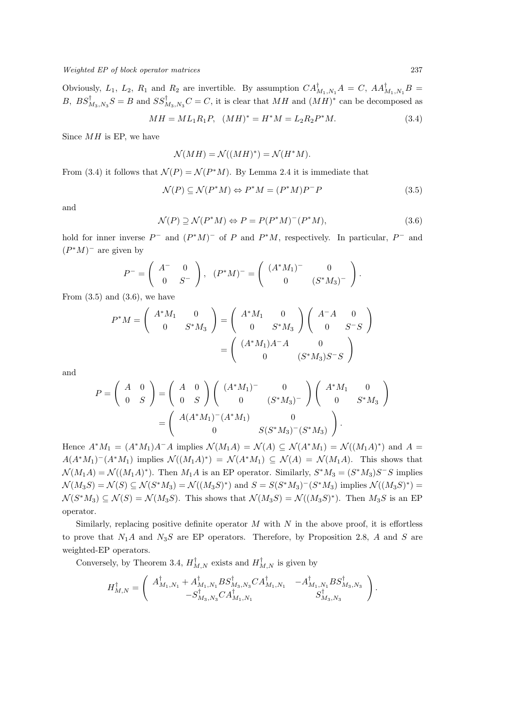Obviously, $L_1$, $L_2$, $R_1$ and $R_2$ are invertible. By assumption $CA^{\dagger}_{M_1,N_1}A = C$, $AA^{\dagger}_{M_1,N_1}B = B$, $BS^{\dagger}_{M_3,N_3}S = B$ and $SS^{\dagger}_{M_3,N_3}C = C$, it is clear that $MH$ and $(MH)^*$ can be decomposed as

$$MH = ML_1R_1P, \quad (MH)^* = H^*M = L_2R_2P^*M. \tag{3.4}$$

Since $MH$ is EP, we have

$$\mathcal{N}(MH) = \mathcal{N}((MH)^*) = \mathcal{N}(H^*M).$$

From (3.4) it follows that $\mathcal{N}(P) = \mathcal{N}(P^*M)$. By Lemma 2.4 it is immediate that

$$\mathcal{N}(P) \subseteq \mathcal{N}(P^*M) \Leftrightarrow P^*M = (P^*M)P^-P \tag{3.5}$$

and

$$\mathcal{N}(P) \supseteq \mathcal{N}(P^*M) \Leftrightarrow P = P(P^*M)^-(P^*M), \tag{3.6}$$

hold for inner inverse $P^-$ and $(P^*M)^-$ of $P$ and $P^*M$, respectively. In particular, $P^-$ and $(P^*M)^-$ are given by

$$P^- = \begin{pmatrix} A^- & 0 \\ 0 & S^- \end{pmatrix}, \quad (P^*M)^- = \begin{pmatrix} (A^*M_1)^- & 0 \\ 0 & (S^*M_3)^- \end{pmatrix}.$$

From (3.5) and (3.6), we have

$$\begin{aligned} P^*M = \begin{pmatrix} A^*M_1 & 0 \\ 0 & S^*M_3 \end{pmatrix} &= \begin{pmatrix} A^*M_1 & 0 \\ 0 & S^*M_3 \end{pmatrix} \begin{pmatrix} A^-A & 0 \\ 0 & S^-S \end{pmatrix} \\ &= \begin{pmatrix} (A^*M_1)A^-A & 0 \\ 0 & (S^*M_3)S^-S \end{pmatrix} \end{aligned}$$

and

$$\begin{aligned} P = \begin{pmatrix} A & 0 \\ 0 & S \end{pmatrix} &= \begin{pmatrix} A & 0 \\ 0 & S \end{pmatrix} \begin{pmatrix} (A^*M_1)^- & 0 \\ 0 & (S^*M_3)^- \end{pmatrix} \begin{pmatrix} A^*M_1 & 0 \\ 0 & S^*M_3 \end{pmatrix} \\ &= \begin{pmatrix} A(A^*M_1)^-(A^*M_1) & 0 \\ 0 & S(S^*M_3)^-(S^*M_3) \end{pmatrix}. \end{aligned}$$

Hence $A^*M_1 = (A^*M_1)A^-A$ implies $\mathcal{N}(M_1A) = \mathcal{N}(A) \subseteq \mathcal{N}(A^*M_1) = \mathcal{N}((M_1A)^*)$ and $A = A(A^*M_1)^-(A^*M_1)$ implies $\mathcal{N}((M_1A)^*) = \mathcal{N}(A^*M_1) \subseteq \mathcal{N}(A) = \mathcal{N}(M_1A)$. This shows that $\mathcal{N}(M_1A) = \mathcal{N}((M_1A)^*)$. Then $M_1A$ is an EP operator. Similarly, $S^*M_3 = (S^*M_3)S^-S$ implies $\mathcal{N}(M_3S) = \mathcal{N}(S) \subseteq \mathcal{N}(S^*M_3) = \mathcal{N}((M_3S)^*)$ and $S = S(S^*M_3)^-(S^*M_3)$ implies $\mathcal{N}((M_3S)^*) = \mathcal{N}(S^*M_3) \subseteq \mathcal{N}(S) = \mathcal{N}(M_3S)$. This shows that $\mathcal{N}(M_3S) = \mathcal{N}((M_3S)^*)$. Then $M_3S$ is an EP operator.

Similarly, replacing positive definite operator $M$ with $N$ in the above proof, it is effortless to prove that $N_1A$ and $N_3S$ are EP operators. Therefore, by Proposition 2.8, $A$ and $S$ are weighted-EP operators.

Conversely, by Theorem 3.4, $H^{\dagger}_{M,N}$ exists and $H^{\dagger}_{M,N}$ is given by

$$H^{\dagger}_{M,N} = \begin{pmatrix} A^{\dagger}_{M_1,N_1} + A^{\dagger}_{M_1,N_1}BS^{\dagger}_{M_3,N_3}CA^{\dagger}_{M_1,N_1} & -A^{\dagger}_{M_1,N_1}BS^{\dagger}_{M_3,N_3} \\ -S^{\dagger}_{M_3,N_3}CA^{\dagger}_{M_1,N_1} & S^{\dagger}_{M_3,N_3} \end{pmatrix}.$$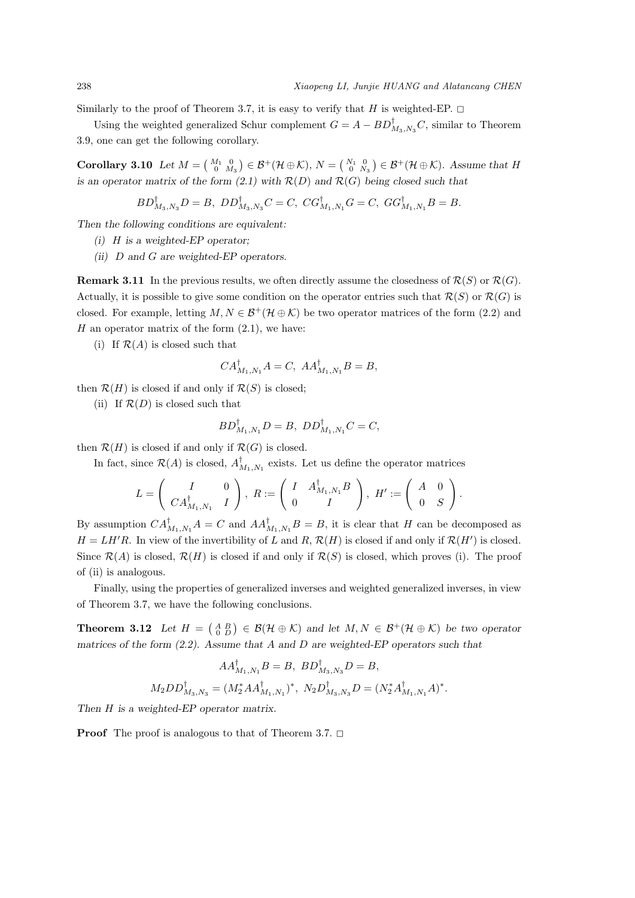Similarly to the proof of Theorem 3.7, it is easy to verify that $H$ is weighted-EP. $\square$

Using the weighted generalized Schur complement $G = A - BD^{\dagger}_{M_3,N_3}C$, similar to Theorem 3.9, one can get the following corollary.

**Corollary 3.10** *Let $M = \begin{pmatrix} M_1 & 0 \\ 0 & M_3 \end{pmatrix} \in \mathcal{B}^+(\mathcal{H} \oplus \mathcal{K})$, $N = \begin{pmatrix} N_1 & 0 \\ 0 & N_3 \end{pmatrix} \in \mathcal{B}^+(\mathcal{H} \oplus \mathcal{K})$. Assume that $H$ is an operator matrix of the form (2.1) with $\mathcal{R}(D)$ and $\mathcal{R}(G)$ being closed such that*

$$BD^{\dagger}_{M_3,N_3}D = B,\ DD^{\dagger}_{M_3,N_3}C = C,\ CG^{\dagger}_{M_1,N_1}G = C,\ GG^{\dagger}_{M_1,N_1}B = B.$$

*Then the following conditions are equivalent:*

*(i) $H$ is a weighted-EP operator;*

*(ii) $D$ and $G$ are weighted-EP operators.*

**Remark 3.11** In the previous results, we often directly assume the closedness of $\mathcal{R}(S)$ or $\mathcal{R}(G)$. Actually, it is possible to give some condition on the operator entries such that $\mathcal{R}(S)$ or $\mathcal{R}(G)$ is closed. For example, letting $M, N \in \mathcal{B}^+(\mathcal{H} \oplus \mathcal{K})$ be two operator matrices of the form (2.2) and $H$ an operator matrix of the form (2.1), we have:

(i) If $\mathcal{R}(A)$ is closed such that

$$CA^{\dagger}_{M_1,N_1}A = C,\ AA^{\dagger}_{M_1,N_1}B = B,$$

then $\mathcal{R}(H)$ is closed if and only if $\mathcal{R}(S)$ is closed;

(ii) If $\mathcal{R}(D)$ is closed such that

$$BD^{\dagger}_{M_1,N_1}D = B,\ DD^{\dagger}_{M_1,N_1}C = C,$$

then $\mathcal{R}(H)$ is closed if and only if $\mathcal{R}(G)$ is closed.

In fact, since $\mathcal{R}(A)$ is closed, $A^{\dagger}_{M_1,N_1}$ exists. Let us define the operator matrices

$$L = \begin{pmatrix} I & 0 \\ CA^{\dagger}_{M_1,N_1} & I \end{pmatrix},\ R := \begin{pmatrix} I & A^{\dagger}_{M_1,N_1}B \\ 0 & I \end{pmatrix},\ H' := \begin{pmatrix} A & 0 \\ 0 & S \end{pmatrix}.$$

By assumption $CA^{\dagger}_{M_1,N_1}A = C$ and $AA^{\dagger}_{M_1,N_1}B = B$, it is clear that $H$ can be decomposed as $H = LH'R$. In view of the invertibility of $L$ and $R$, $\mathcal{R}(H)$ is closed if and only if $\mathcal{R}(H')$ is closed. Since $\mathcal{R}(A)$ is closed, $\mathcal{R}(H)$ is closed if and only if $\mathcal{R}(S)$ is closed, which proves (i). The proof of (ii) is analogous.

Finally, using the properties of generalized inverses and weighted generalized inverses, in view of Theorem 3.7, we have the following conclusions.

**Theorem 3.12** *Let $H = \begin{pmatrix} A & B \\ 0 & D \end{pmatrix} \in \mathcal{B}(\mathcal{H} \oplus \mathcal{K})$ and let $M, N \in \mathcal{B}^+(\mathcal{H} \oplus \mathcal{K})$ be two operator matrices of the form (2.2). Assume that $A$ and $D$ are weighted-EP operators such that*

$$AA^{\dagger}_{M_1,N_1}B = B,\ BD^{\dagger}_{M_3,N_3}D = B,$$

$$M_2DD^{\dagger}_{M_3,N_3} = (M_2^*AA^{\dagger}_{M_1,N_1})^*,\ N_2D^{\dagger}_{M_3,N_3}D = (N_2^*A^{\dagger}_{M_1,N_1}A)^*.$$

*Then $H$ is a weighted-EP operator matrix.*

**Proof** The proof is analogous to that of Theorem 3.7. $\square$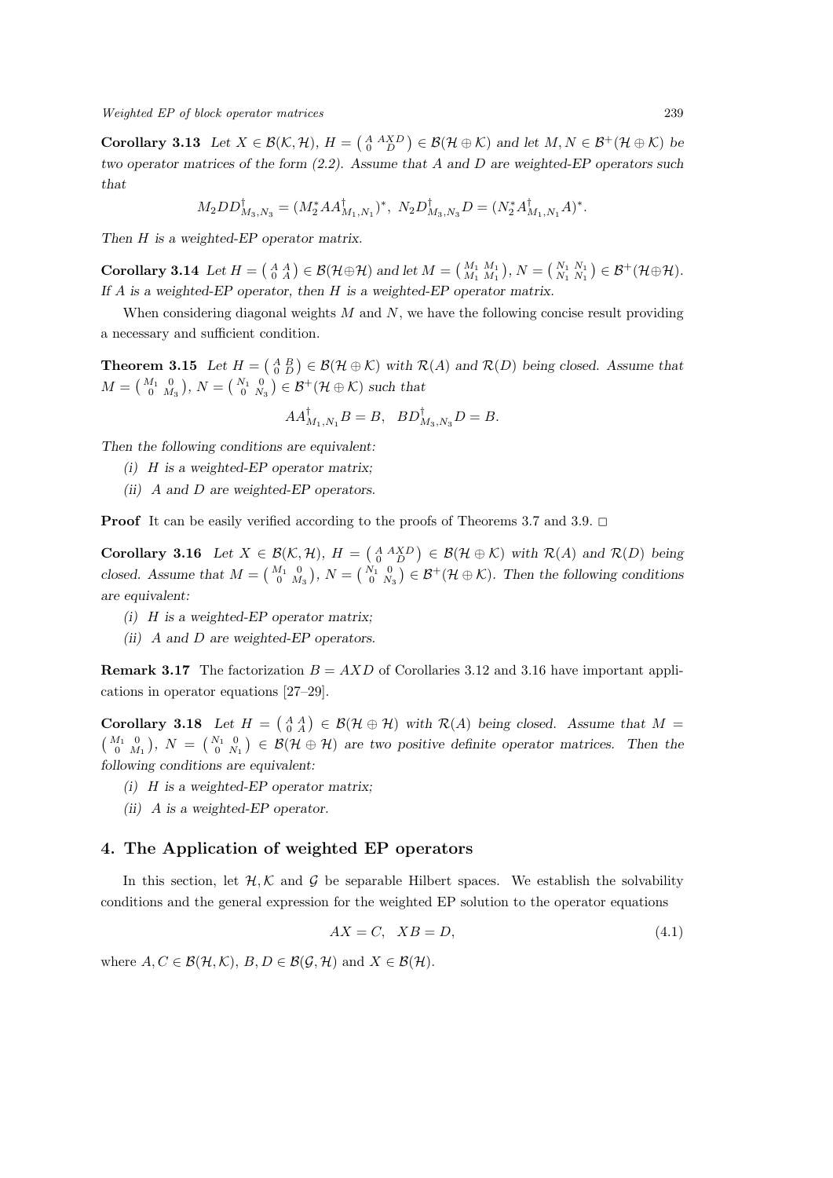**Corollary 3.13** *Let $X \in \mathcal{B}(\mathcal{K}, \mathcal{H})$, $H = \begin{pmatrix} A & AXD \\ 0 & D \end{pmatrix} \in \mathcal{B}(\mathcal{H} \oplus \mathcal{K})$ and let $M, N \in \mathcal{B}^+(\mathcal{H} \oplus \mathcal{K})$ be two operator matrices of the form (2.2). Assume that $A$ and $D$ are weighted-EP operators such that*

$$M_2 DD^\dagger_{M_3,N_3} = (M_2^* AA^\dagger_{M_1,N_1})^*, \ \ N_2 D^\dagger_{M_3,N_3} D = (N_2^* A^\dagger_{M_1,N_1} A)^*.$$

*Then $H$ is a weighted-EP operator matrix.*

**Corollary 3.14** *Let $H = \begin{pmatrix} A & A \\ 0 & A \end{pmatrix} \in \mathcal{B}(\mathcal{H} \oplus \mathcal{H})$ and let $M = \begin{pmatrix} M_1 & M_1 \\ M_1 & M_1 \end{pmatrix}$, $N = \begin{pmatrix} N_1 & N_1 \\ N_1 & N_1 \end{pmatrix} \in \mathcal{B}^+(\mathcal{H} \oplus \mathcal{H})$. If $A$ is a weighted-EP operator, then $H$ is a weighted-EP operator matrix.*

When considering diagonal weights $M$ and $N$, we have the following concise result providing a necessary and sufficient condition.

**Theorem 3.15** *Let $H = \begin{pmatrix} A & B \\ 0 & D \end{pmatrix} \in \mathcal{B}(\mathcal{H} \oplus \mathcal{K})$ with $\mathcal{R}(A)$ and $\mathcal{R}(D)$ being closed. Assume that $M = \begin{pmatrix} M_1 & 0 \\ 0 & M_3 \end{pmatrix}$, $N = \begin{pmatrix} N_1 & 0 \\ 0 & N_3 \end{pmatrix} \in \mathcal{B}^+(\mathcal{H} \oplus \mathcal{K})$ such that*

$$AA^\dagger_{M_1,N_1} B = B, \ \ BD^\dagger_{M_3,N_3} D = B.$$

*Then the following conditions are equivalent:*

*(i) $H$ is a weighted-EP operator matrix;*

*(ii) $A$ and $D$ are weighted-EP operators.*

**Proof** It can be easily verified according to the proofs of Theorems 3.7 and 3.9. $\square$

**Corollary 3.16** *Let $X \in \mathcal{B}(\mathcal{K}, \mathcal{H})$, $H = \begin{pmatrix} A & AXD \\ 0 & D \end{pmatrix} \in \mathcal{B}(\mathcal{H} \oplus \mathcal{K})$ with $\mathcal{R}(A)$ and $\mathcal{R}(D)$ being closed. Assume that $M = \begin{pmatrix} M_1 & 0 \\ 0 & M_3 \end{pmatrix}$, $N = \begin{pmatrix} N_1 & 0 \\ 0 & N_3 \end{pmatrix} \in \mathcal{B}^+(\mathcal{H} \oplus \mathcal{K})$. Then the following conditions are equivalent:*

*(i) $H$ is a weighted-EP operator matrix;*

*(ii) $A$ and $D$ are weighted-EP operators.*

**Remark 3.17** The factorization $B = AXD$ of Corollaries 3.12 and 3.16 have important applications in operator equations [27–29].

**Corollary 3.18** *Let $H = \begin{pmatrix} A & A \\ 0 & A \end{pmatrix} \in \mathcal{B}(\mathcal{H} \oplus \mathcal{H})$ with $\mathcal{R}(A)$ being closed. Assume that $M = \begin{pmatrix} M_1 & 0 \\ 0 & M_1 \end{pmatrix}$, $N = \begin{pmatrix} N_1 & 0 \\ 0 & N_1 \end{pmatrix} \in \mathcal{B}(\mathcal{H} \oplus \mathcal{H})$ are two positive definite operator matrices. Then the following conditions are equivalent:*

*(i) $H$ is a weighted-EP operator matrix;*

*(ii) $A$ is a weighted-EP operator.*

## 4. The Application of weighted EP operators

In this section, let $\mathcal{H}, \mathcal{K}$ and $\mathcal{G}$ be separable Hilbert spaces. We establish the solvability conditions and the general expression for the weighted EP solution to the operator equations

$$AX = C, \ \ XB = D, \tag{4.1}$$

where $A, C \in \mathcal{B}(\mathcal{H}, \mathcal{K})$, $B, D \in \mathcal{B}(\mathcal{G}, \mathcal{H})$ and $X \in \mathcal{B}(\mathcal{H})$.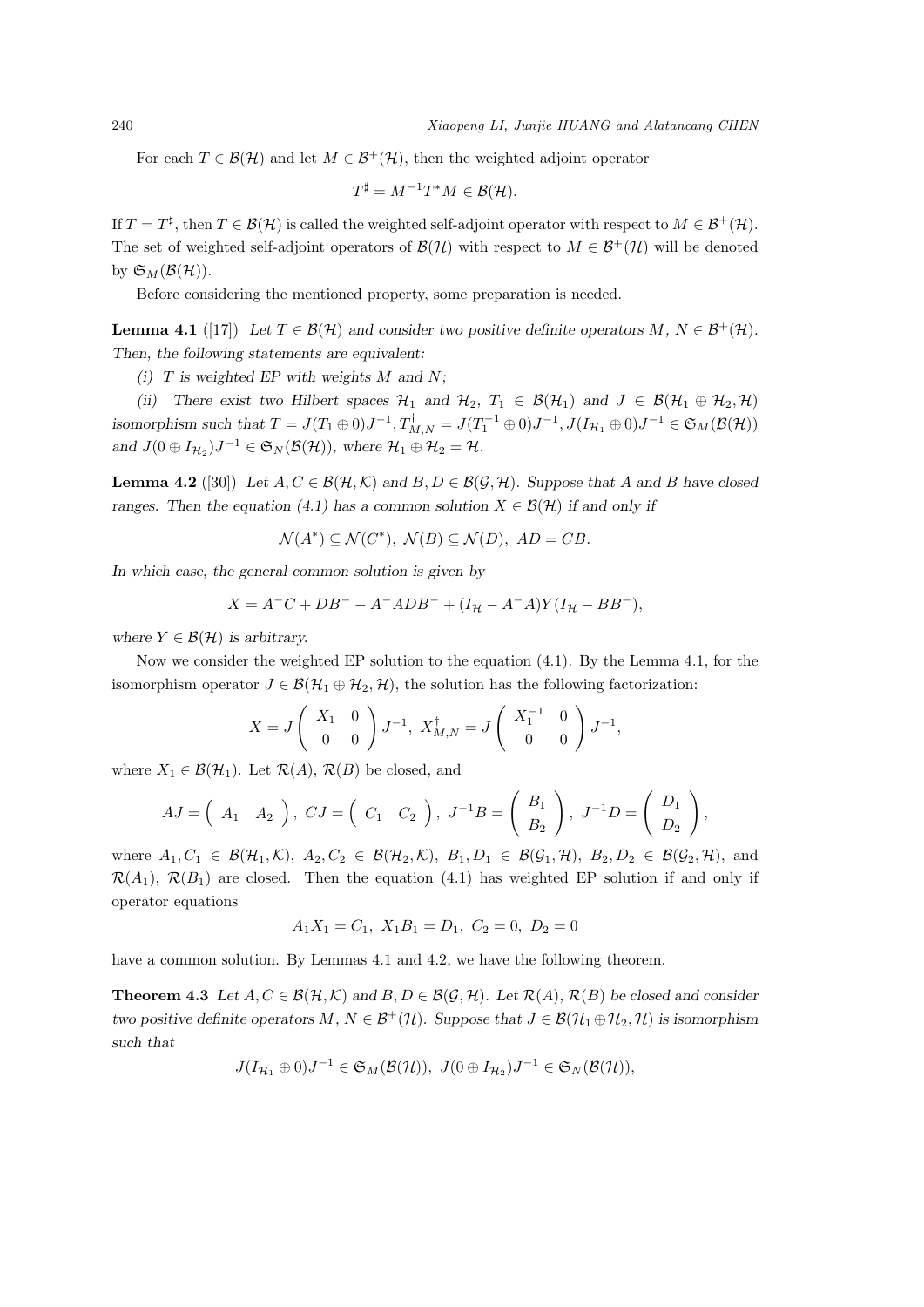For each $T \in \mathcal{B}(\mathcal{H})$ and let $M \in \mathcal{B}^+(\mathcal{H})$, then the weighted adjoint operator

$$T^\sharp = M^{-1}T^*M \in \mathcal{B}(\mathcal{H}).$$

If $T = T^\sharp$, then $T \in \mathcal{B}(\mathcal{H})$ is called the weighted self-adjoint operator with respect to $M \in \mathcal{B}^+(\mathcal{H})$. The set of weighted self-adjoint operators of $\mathcal{B}(\mathcal{H})$ with respect to $M \in \mathcal{B}^+(\mathcal{H})$ will be denoted by $\mathfrak{S}_M(\mathcal{B}(\mathcal{H}))$.

Before considering the mentioned property, some preparation is needed.

**Lemma 4.1** ([17]) *Let $T \in \mathcal{B}(\mathcal{H})$ and consider two positive definite operators $M$, $N \in \mathcal{B}^+(\mathcal{H})$. Then, the following statements are equivalent:*

*(i) $T$ is weighted EP with weights $M$ and $N$;*

*(ii) There exist two Hilbert spaces $\mathcal{H}_1$ and $\mathcal{H}_2$, $T_1 \in \mathcal{B}(\mathcal{H}_1)$ and $J \in \mathcal{B}(\mathcal{H}_1 \oplus \mathcal{H}_2, \mathcal{H})$ isomorphism such that $T = J(T_1 \oplus 0)J^{-1}, T^\dagger_{M,N} = J(T_1^{-1} \oplus 0)J^{-1}, J(I_{\mathcal{H}_1} \oplus 0)J^{-1} \in \mathfrak{S}_M(\mathcal{B}(\mathcal{H}))$ and $J(0 \oplus I_{\mathcal{H}_2})J^{-1} \in \mathfrak{S}_N(\mathcal{B}(\mathcal{H}))$, where $\mathcal{H}_1 \oplus \mathcal{H}_2 = \mathcal{H}$.*

**Lemma 4.2** ([30]) *Let $A, C \in \mathcal{B}(\mathcal{H}, \mathcal{K})$ and $B, D \in \mathcal{B}(\mathcal{G}, \mathcal{H})$. Suppose that $A$ and $B$ have closed ranges. Then the equation (4.1) has a common solution $X \in \mathcal{B}(\mathcal{H})$ if and only if*

$$\mathcal{N}(A^*) \subseteq \mathcal{N}(C^*),\ \mathcal{N}(B) \subseteq \mathcal{N}(D),\ AD = CB.$$

*In which case, the general common solution is given by*

$$X = A^-C + DB^- - A^-ADB^- + (I_\mathcal{H} - A^-A)Y(I_\mathcal{H} - BB^-),$$

*where $Y \in \mathcal{B}(\mathcal{H})$ is arbitrary.*

Now we consider the weighted EP solution to the equation (4.1). By the Lemma 4.1, for the isomorphism operator $J \in \mathcal{B}(\mathcal{H}_1 \oplus \mathcal{H}_2, \mathcal{H})$, the solution has the following factorization:

$$X = J\begin{pmatrix} X_1 & 0 \\ 0 & 0 \end{pmatrix}J^{-1},\ X^\dagger_{M,N} = J\begin{pmatrix} X_1^{-1} & 0 \\ 0 & 0 \end{pmatrix}J^{-1},$$

where $X_1 \in \mathcal{B}(\mathcal{H}_1)$. Let $\mathcal{R}(A)$, $\mathcal{R}(B)$ be closed, and

$$AJ = \begin{pmatrix} A_1 & A_2 \end{pmatrix},\ CJ = \begin{pmatrix} C_1 & C_2 \end{pmatrix},\ J^{-1}B = \begin{pmatrix} B_1 \\ B_2 \end{pmatrix},\ J^{-1}D = \begin{pmatrix} D_1 \\ D_2 \end{pmatrix},$$

where $A_1, C_1 \in \mathcal{B}(\mathcal{H}_1, \mathcal{K})$, $A_2, C_2 \in \mathcal{B}(\mathcal{H}_2, \mathcal{K})$, $B_1, D_1 \in \mathcal{B}(\mathcal{G}_1, \mathcal{H})$, $B_2, D_2 \in \mathcal{B}(\mathcal{G}_2, \mathcal{H})$, and $\mathcal{R}(A_1)$, $\mathcal{R}(B_1)$ are closed. Then the equation (4.1) has weighted EP solution if and only if operator equations

$$A_1X_1 = C_1,\ X_1B_1 = D_1,\ C_2 = 0,\ D_2 = 0$$

have a common solution. By Lemmas 4.1 and 4.2, we have the following theorem.

**Theorem 4.3** *Let $A, C \in \mathcal{B}(\mathcal{H}, \mathcal{K})$ and $B, D \in \mathcal{B}(\mathcal{G}, \mathcal{H})$. Let $\mathcal{R}(A)$, $\mathcal{R}(B)$ be closed and consider two positive definite operators $M$, $N \in \mathcal{B}^+(\mathcal{H})$. Suppose that $J \in \mathcal{B}(\mathcal{H}_1 \oplus \mathcal{H}_2, \mathcal{H})$ is isomorphism such that*

$$J(I_{\mathcal{H}_1} \oplus 0)J^{-1} \in \mathfrak{S}_M(\mathcal{B}(\mathcal{H})),\ J(0 \oplus I_{\mathcal{H}_2})J^{-1} \in \mathfrak{S}_N(\mathcal{B}(\mathcal{H})),$$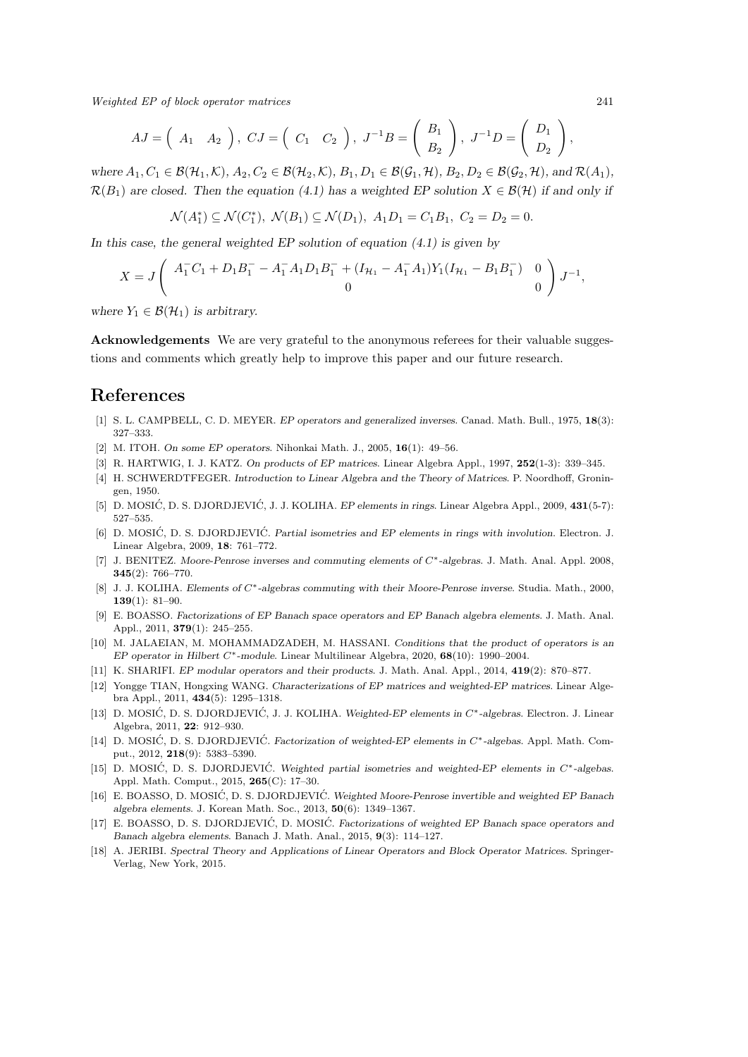$$AJ = \begin{pmatrix} A_1 & A_2 \end{pmatrix},\ CJ = \begin{pmatrix} C_1 & C_2 \end{pmatrix},\ J^{-1}B = \begin{pmatrix} B_1 \\ B_2 \end{pmatrix},\ J^{-1}D = \begin{pmatrix} D_1 \\ D_2 \end{pmatrix},$$

*where $A_1, C_1 \in \mathcal{B}(\mathcal{H}_1, \mathcal{K})$, $A_2, C_2 \in \mathcal{B}(\mathcal{H}_2, \mathcal{K})$, $B_1, D_1 \in \mathcal{B}(\mathcal{G}_1, \mathcal{H})$, $B_2, D_2 \in \mathcal{B}(\mathcal{G}_2, \mathcal{H})$, and $\mathcal{R}(A_1)$, $\mathcal{R}(B_1)$ are closed. Then the equation (4.1) has a weighted EP solution $X \in \mathcal{B}(\mathcal{H})$ if and only if*

$$\mathcal{N}(A_1^*) \subseteq \mathcal{N}(C_1^*),\ \mathcal{N}(B_1) \subseteq \mathcal{N}(D_1),\ A_1D_1 = C_1B_1,\ C_2 = D_2 = 0.$$

*In this case, the general weighted EP solution of equation (4.1) is given by*

$$X = J \begin{pmatrix} A_1^- C_1 + D_1 B_1^- - A_1^- A_1 D_1 B_1^- + (I_{\mathcal{H}_1} - A_1^- A_1) Y_1 (I_{\mathcal{H}_1} - B_1 B_1^-) & 0 \\ 0 & 0 \end{pmatrix} J^{-1},$$

*where $Y_1 \in \mathcal{B}(\mathcal{H}_1)$ is arbitrary.*

**Acknowledgements** We are very grateful to the anonymous referees for their valuable suggestions and comments which greatly help to improve this paper and our future research.

# References

[1] S. L. CAMPBELL, C. D. MEYER. *EP operators and generalized inverses*. Canad. Math. Bull., 1975, **18**(3): 327–333.

[2] M. ITOH. *On some EP operators*. Nihonkai Math. J., 2005, **16**(1): 49–56.

[3] R. HARTWIG, I. J. KATZ. *On products of EP matrices*. Linear Algebra Appl., 1997, **252**(1-3): 339–345.

[4] H. SCHWERDTFEGER. *Introduction to Linear Algebra and the Theory of Matrices*. P. Noordhoff, Groningen, 1950.

[5] D. MOSIĆ, D. S. DJORDJEVIĆ, J. J. KOLIHA. *EP elements in rings*. Linear Algebra Appl., 2009, **431**(5-7): 527–535.

[6] D. MOSIĆ, D. S. DJORDJEVIĆ. *Partial isometries and EP elements in rings with involution*. Electron. J. Linear Algebra, 2009, **18**: 761–772.

[7] J. BENITEZ. *Moore-Penrose inverses and commuting elements of $C^*$-algebras*. J. Math. Anal. Appl. 2008, **345**(2): 766–770.

[8] J. J. KOLIHA. *Elements of $C^*$-algebras commuting with their Moore-Penrose inverse*. Studia. Math., 2000, **139**(1): 81–90.

[9] E. BOASSO. *Factorizations of EP Banach space operators and EP Banach algebra elements*. J. Math. Anal. Appl., 2011, **379**(1): 245–255.

[10] M. JALAEIAN, M. MOHAMMADZADEH, M. HASSANI. *Conditions that the product of operators is an EP operator in Hilbert $C^*$-module*. Linear Multilinear Algebra, 2020, **68**(10): 1990–2004.

[11] K. SHARIFI. *EP modular operators and their products*. J. Math. Anal. Appl., 2014, **419**(2): 870–877.

[12] Yongge TIAN, Hongxing WANG. *Characterizations of EP matrices and weighted-EP matrices*. Linear Algebra Appl., 2011, **434**(5): 1295–1318.

[13] D. MOSIĆ, D. S. DJORDJEVIĆ, J. J. KOLIHA. *Weighted-EP elements in $C^*$-algebras*. Electron. J. Linear Algebra, 2011, **22**: 912–930.

[14] D. MOSIĆ, D. S. DJORDJEVIĆ. *Factorization of weighted-EP elements in $C^*$-algebas*. Appl. Math. Comput., 2012, **218**(9): 5383–5390.

[15] D. MOSIĆ, D. S. DJORDJEVIĆ. *Weighted partial isometries and weighted-EP elements in $C^*$-algebas*. Appl. Math. Comput., 2015, **265**(C): 17–30.

[16] E. BOASSO, D. MOSIĆ, D. S. DJORDJEVIĆ. *Weighted Moore-Penrose invertible and weighted EP Banach algebra elements*. J. Korean Math. Soc., 2013, **50**(6): 1349–1367.

[17] E. BOASSO, D. S. DJORDJEVIĆ, D. MOSIĆ. *Factorizations of weighted EP Banach space operators and Banach algebra elements*. Banach J. Math. Anal., 2015, **9**(3): 114–127.

[18] A. JERIBI. *Spectral Theory and Applications of Linear Operators and Block Operator Matrices*. Springer-Verlag, New York, 2015.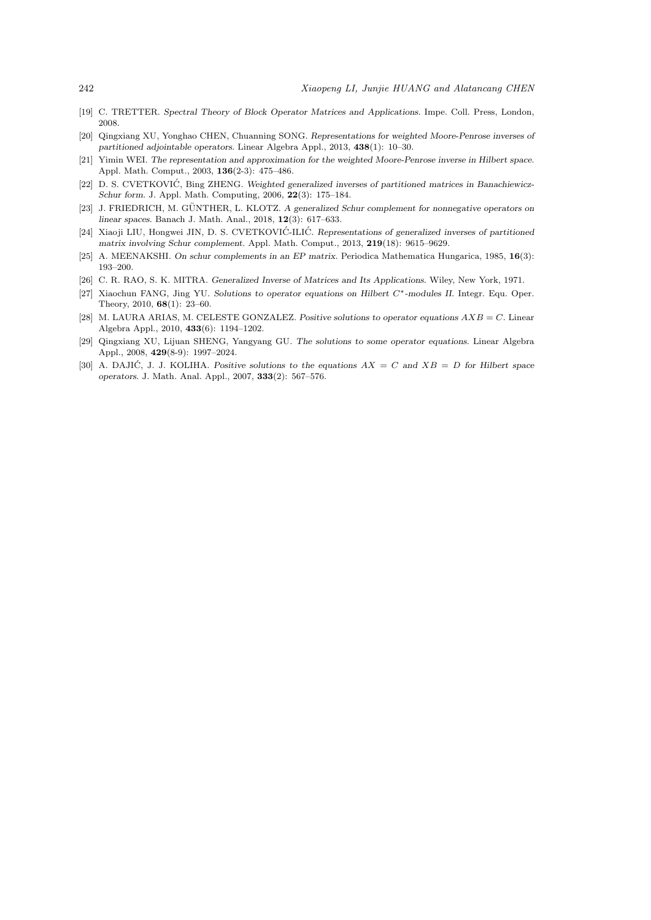[19] C. TRETTER. *Spectral Theory of Block Operator Matrices and Applications*. Impe. Coll. Press, London, 2008.

[20] Qingxiang XU, Yonghao CHEN, Chuanning SONG. *Representations for weighted Moore-Penrose inverses of partitioned adjointable operators*. Linear Algebra Appl., 2013, **438**(1): 10–30.

[21] Yimin WEI. *The representation and approximation for the weighted Moore-Penrose inverse in Hilbert space*. Appl. Math. Comput., 2003, **136**(2-3): 475–486.

[22] D. S. CVETKOVIĆ, Bing ZHENG. *Weighted generalized inverses of partitioned matrices in Banachiewicz-Schur form*. J. Appl. Math. Computing, 2006, **22**(3): 175–184.

[23] J. FRIEDRICH, M. GÜNTHER, L. KLOTZ. *A generalized Schur complement for nonnegative operators on linear spaces*. Banach J. Math. Anal., 2018, **12**(3): 617–633.

[24] Xiaoji LIU, Hongwei JIN, D. S. CVETKOVIĆ-ILIĆ. *Representations of generalized inverses of partitioned matrix involving Schur complement*. Appl. Math. Comput., 2013, **219**(18): 9615–9629.

[25] A. MEENAKSHI. *On schur complements in an EP matrix*. Periodica Mathematica Hungarica, 1985, **16**(3): 193–200.

[26] C. R. RAO, S. K. MITRA. *Generalized Inverse of Matrices and Its Applications*. Wiley, New York, 1971.

[27] Xiaochun FANG, Jing YU. *Solutions to operator equations on Hilbert $C^*$-modules II*. Integr. Equ. Oper. Theory, 2010, **68**(1): 23–60.

[28] M. LAURA ARIAS, M. CELESTE GONZALEZ. *Positive solutions to operator equations $AXB = C$*. Linear Algebra Appl., 2010, **433**(6): 1194–1202.

[29] Qingxiang XU, Lijuan SHENG, Yangyang GU. *The solutions to some operator equations*. Linear Algebra Appl., 2008, **429**(8-9): 1997–2024.

[30] A. DAJIĆ, J. J. KOLIHA. *Positive solutions to the equations $AX = C$ and $XB = D$ for Hilbert space operators*. J. Math. Anal. Appl., 2007, **333**(2): 567–576.